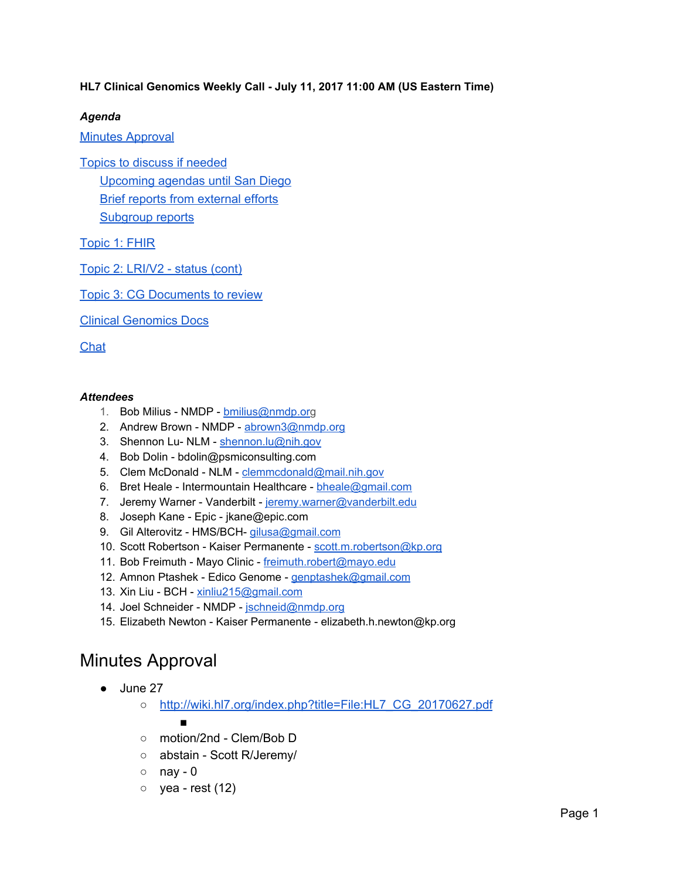**HL7 Clinical Genomics Weekly Call - July 11, 2017 11:00 AM (US Eastern Time)**

***Agenda***

Minutes Approval

Topics to discuss if needed

- Upcoming agendas until San Diego
- Brief reports from external efforts
- Subgroup reports

Topic 1: FHIR

Topic 2: LRI/V2 - status (cont)

Topic 3: CG Documents to review

Clinical Genomics Docs

Chat

***Attendees***

1. Bob Milius - NMDP - bmilius@nmdp.org
2. Andrew Brown - NMDP - abrown3@nmdp.org
3. Shennon Lu- NLM - shennon.lu@nih.gov
4. Bob Dolin - bdolin@psmiconsulting.com
5. Clem McDonald - NLM - clemmcdonald@mail.nih.gov
6. Bret Heale - Intermountain Healthcare - bheale@gmail.com
7. Jeremy Warner - Vanderbilt - jeremy.warner@vanderbilt.edu
8. Joseph Kane - Epic - jkane@epic.com
9. Gil Alterovitz - HMS/BCH- gilusa@gmail.com
10. Scott Robertson - Kaiser Permanente - scott.m.robertson@kp.org
11. Bob Freimuth - Mayo Clinic - freimuth.robert@mayo.edu
12. Amnon Ptashek - Edico Genome - genptashek@gmail.com
13. Xin Liu - BCH - xinliu215@gmail.com
14. Joel Schneider - NMDP - jschneid@nmdp.org
15. Elizabeth Newton - Kaiser Permanente - elizabeth.h.newton@kp.org

# Minutes Approval

- June 27
  - http://wiki.hl7.org/index.php?title=File:HL7_CG_20170627.pdf
    - 
  - motion/2nd - Clem/Bob D
  - abstain - Scott R/Jeremy/
  - nay - 0
  - yea - rest (12)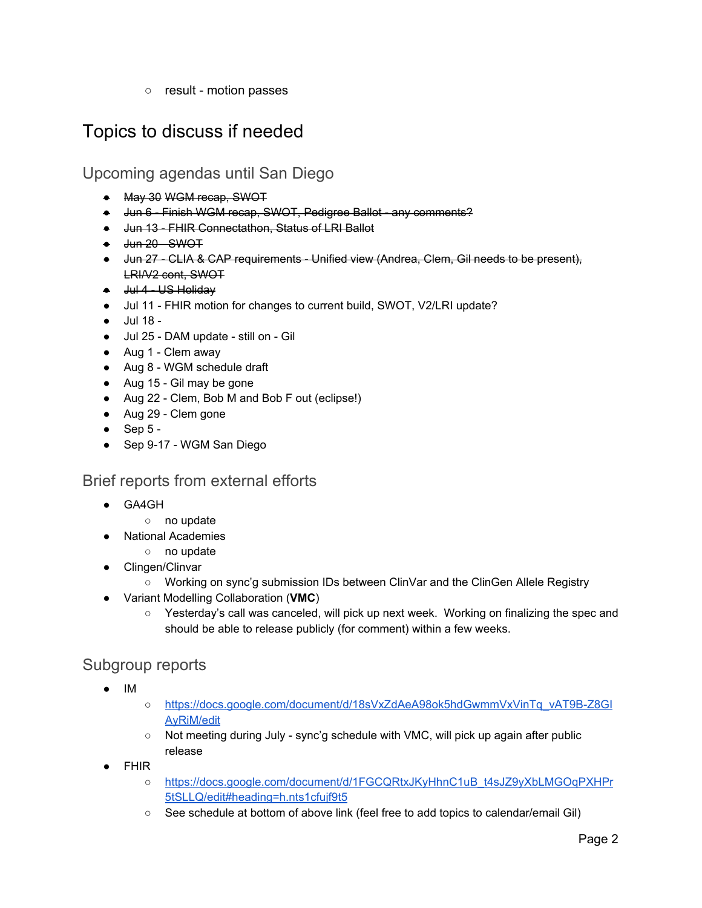- result - motion passes

# Topics to discuss if needed

## Upcoming agendas until San Diego

- ~~May 30 WGM recap, SWOT~~
- ~~Jun 6 - Finish WGM recap, SWOT, Pedigree Ballot - any comments?~~
- ~~Jun 13 - FHIR Connectathon, Status of LRI Ballot~~
- ~~Jun 20 - SWOT~~
- ~~Jun 27 - CLIA & CAP requirements - Unified view (Andrea, Clem, Gil needs to be present), LRI/V2 cont, SWOT~~
- ~~Jul 4 - US Holiday~~
- Jul 11 - FHIR motion for changes to current build, SWOT, V2/LRI update?
- Jul 18 -
- Jul 25 - DAM update - still on - Gil
- Aug 1 - Clem away
- Aug 8 - WGM schedule draft
- Aug 15 - Gil may be gone
- Aug 22 - Clem, Bob M and Bob F out (eclipse!)
- Aug 29 - Clem gone
- Sep 5 -
- Sep 9-17 - WGM San Diego

## Brief reports from external efforts

- GA4GH
  - no update
- National Academies
  - no update
- Clingen/Clinvar
  - Working on sync'g submission IDs between ClinVar and the ClinGen Allele Registry
- Variant Modelling Collaboration (**VMC**)
  - Yesterday's call was canceled, will pick up next week. Working on finalizing the spec and should be able to release publicly (for comment) within a few weeks.

## Subgroup reports

- IM
  - https://docs.google.com/document/d/18sVxZdAeA98ok5hdGwmmVxVinTq_vAT9B-Z8GIAyRiM/edit
  - Not meeting during July - sync'g schedule with VMC, will pick up again after public release
- FHIR
  - https://docs.google.com/document/d/1FGCQRtxJKyHhnC1uB_t4sJZ9yXbLMGOqPXHPr5tSLLQ/edit#heading=h.nts1cfujf9t5
  - See schedule at bottom of above link (feel free to add topics to calendar/email Gil)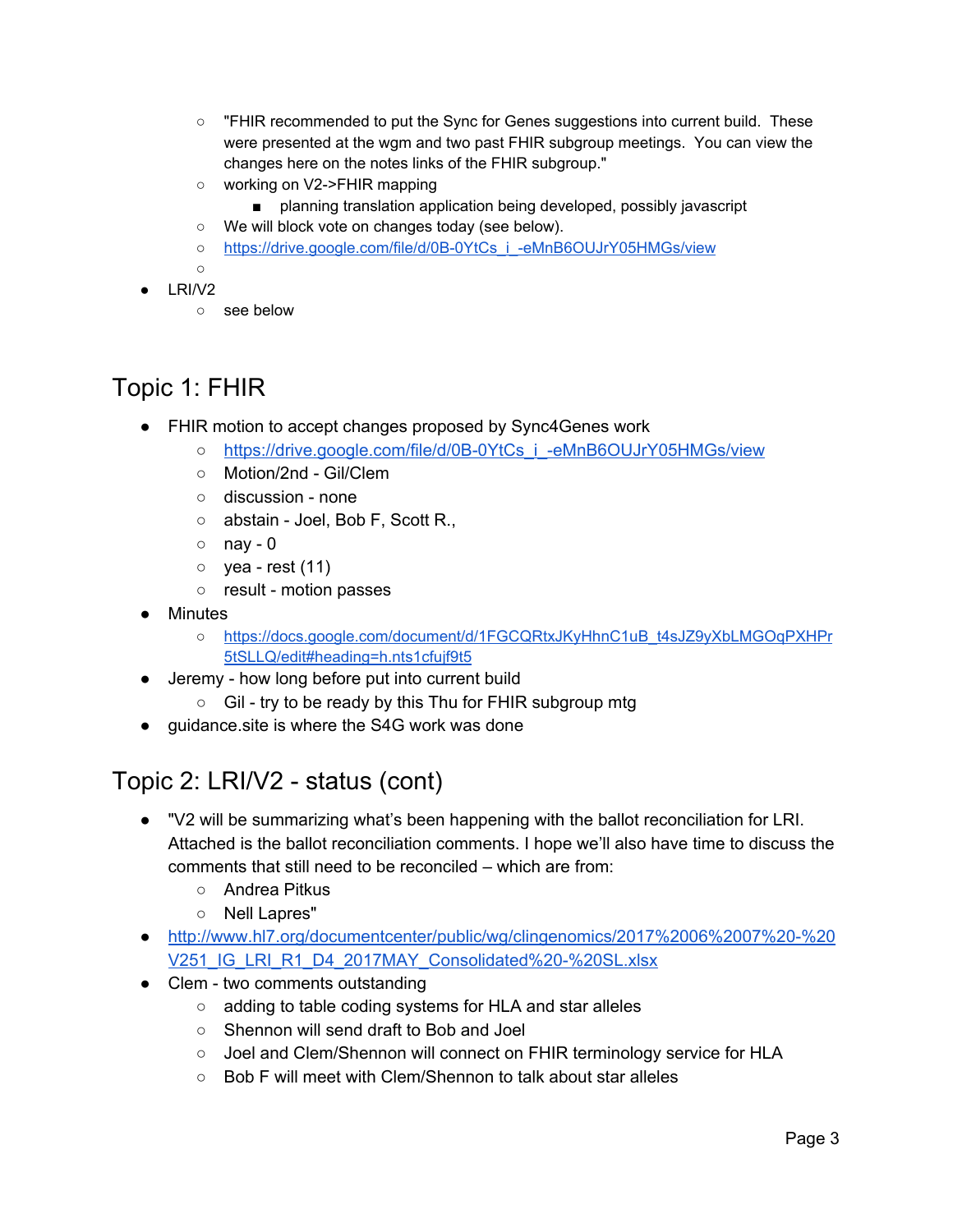- "FHIR recommended to put the Sync for Genes suggestions into current build. These were presented at the wgm and two past FHIR subgroup meetings. You can view the changes here on the notes links of the FHIR subgroup."
  - working on V2->FHIR mapping
    - planning translation application being developed, possibly javascript
  - We will block vote on changes today (see below).
  - https://drive.google.com/file/d/0B-0YtCs_i_-eMnB6OUJrY05HMGs/view
  - 
- LRI/V2
  - see below

# Topic 1: FHIR

- FHIR motion to accept changes proposed by Sync4Genes work
  - https://drive.google.com/file/d/0B-0YtCs_i_-eMnB6OUJrY05HMGs/view
  - Motion/2nd - Gil/Clem
  - discussion - none
  - abstain - Joel, Bob F, Scott R.,
  - nay - 0
  - yea - rest (11)
  - result - motion passes
- Minutes
  - https://docs.google.com/document/d/1FGCQRtxJKyHhnC1uB_t4sJZ9yXbLMGOqPXHPr5tSLLQ/edit#heading=h.nts1cfujf9t5
- Jeremy - how long before put into current build
  - Gil - try to be ready by this Thu for FHIR subgroup mtg
- guidance.site is where the S4G work was done

# Topic 2: LRI/V2 - status (cont)

- "V2 will be summarizing what's been happening with the ballot reconciliation for LRI. Attached is the ballot reconciliation comments. I hope we'll also have time to discuss the comments that still need to be reconciled – which are from:
  - Andrea Pitkus
  - Nell Lapres"
- http://www.hl7.org/documentcenter/public/wg/clingenomics/2017%2006%2007%20-%20V251_IG_LRI_R1_D4_2017MAY_Consolidated%20-%20SL.xlsx
- Clem - two comments outstanding
  - adding to table coding systems for HLA and star alleles
  - Shennon will send draft to Bob and Joel
  - Joel and Clem/Shennon will connect on FHIR terminology service for HLA
  - Bob F will meet with Clem/Shennon to talk about star alleles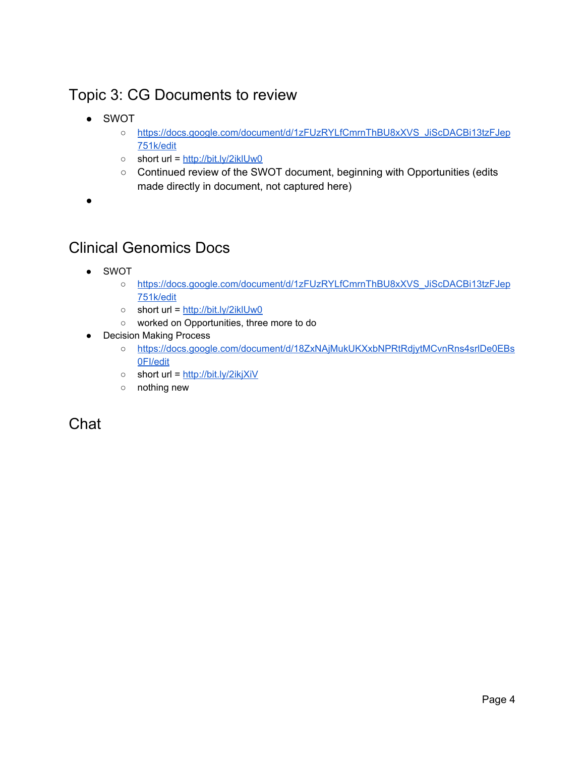## Topic 3: CG Documents to review

- SWOT
    - https://docs.google.com/document/d/1zFUzRYLfCmrnThBU8xXVS_JiScDACBi13tzFJep751k/edit
    - short url = http://bit.ly/2iklUw0
    - Continued review of the SWOT document, beginning with Opportunities (edits made directly in document, not captured here)
-

## Clinical Genomics Docs

- SWOT
    - https://docs.google.com/document/d/1zFUzRYLfCmrnThBU8xXVS_JiScDACBi13tzFJep751k/edit
    - short url = http://bit.ly/2iklUw0
    - worked on Opportunities, three more to do
- Decision Making Process
    - https://docs.google.com/document/d/18ZxNAjMukUKXxbNPRtRdjytMCvnRns4srlDe0EBs0FI/edit
    - short url = http://bit.ly/2ikjXiV
    - nothing new

## Chat